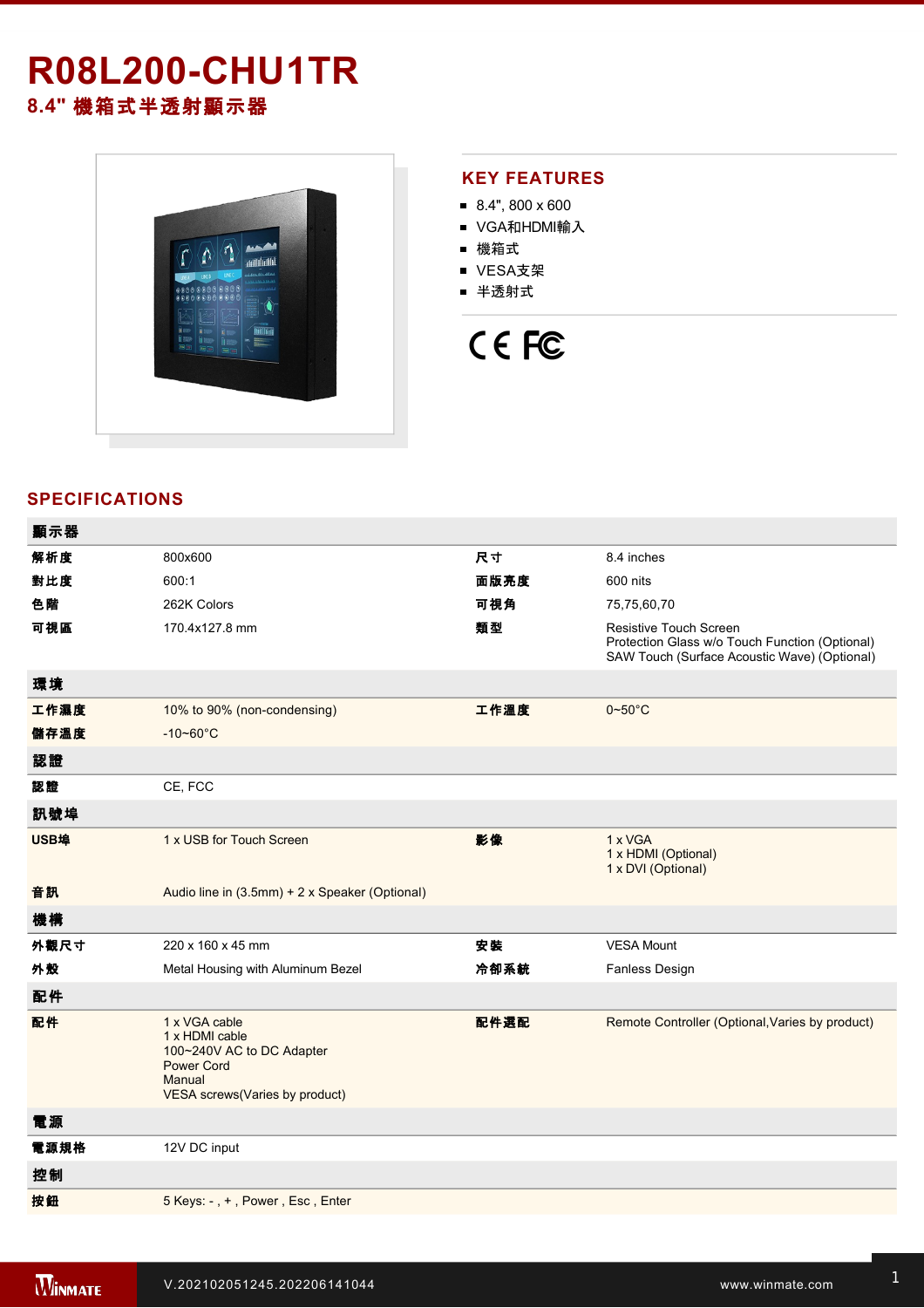# R08L200-CHU1TR

## 8.4" 機箱式半透射顯示器

## KEY FEATURES

- 8.4", 800 x 600
- VGA和HDMI輸入
- 機箱式
- VESA支架
- 半透射式

## SPECIFICATIONS

| 顯示器 | | | |
|---|---|---|---|
| 解析度 | 800x600 | 尺寸 | 8.4 inches |
| 對比度 | 600:1 | 面版亮度 | 600 nits |
| 色階 | 262K Colors | 可視角 | 75,75,60,70 |
| 可視區 | 170.4x127.8 mm | 類型 | Resistive Touch Screen<br>Protection Glass w/o Touch Function (Optional)<br>SAW Touch (Surface Acoustic Wave) (Optional) |
| **環境** | | | |
| 工作濕度 | 10% to 90% (non-condensing) | 工作溫度 | 0~50°C |
| 儲存溫度 | -10~60°C | | |
| **認證** | | | |
| 認證 | CE, FCC | | |
| **訊號埠** | | | |
| USB埠 | 1 x USB for Touch Screen | 影像 | 1 x VGA<br>1 x HDMI (Optional)<br>1 x DVI (Optional) |
| 音訊 | Audio line in (3.5mm) + 2 x Speaker (Optional) | | |
| **機構** | | | |
| 外觀尺寸 | 220 x 160 x 45 mm | 安裝 | VESA Mount |
| 外殼 | Metal Housing with Aluminum Bezel | 冷卻系統 | Fanless Design |
| **配件** | | | |
| 配件 | 1 x VGA cable<br>1 x HDMI cable<br>100~240V AC to DC Adapter<br>Power Cord<br>Manual<br>VESA screws(Varies by product) | 配件選配 | Remote Controller (Optional,Varies by product) |
| **電源** | | | |
| 電源規格 | 12V DC input | | |
| **控制** | | | |
| 按鈕 | 5 Keys: - , + , Power , Esc , Enter | | |

V.202102051245.202206141044

www.winmate.com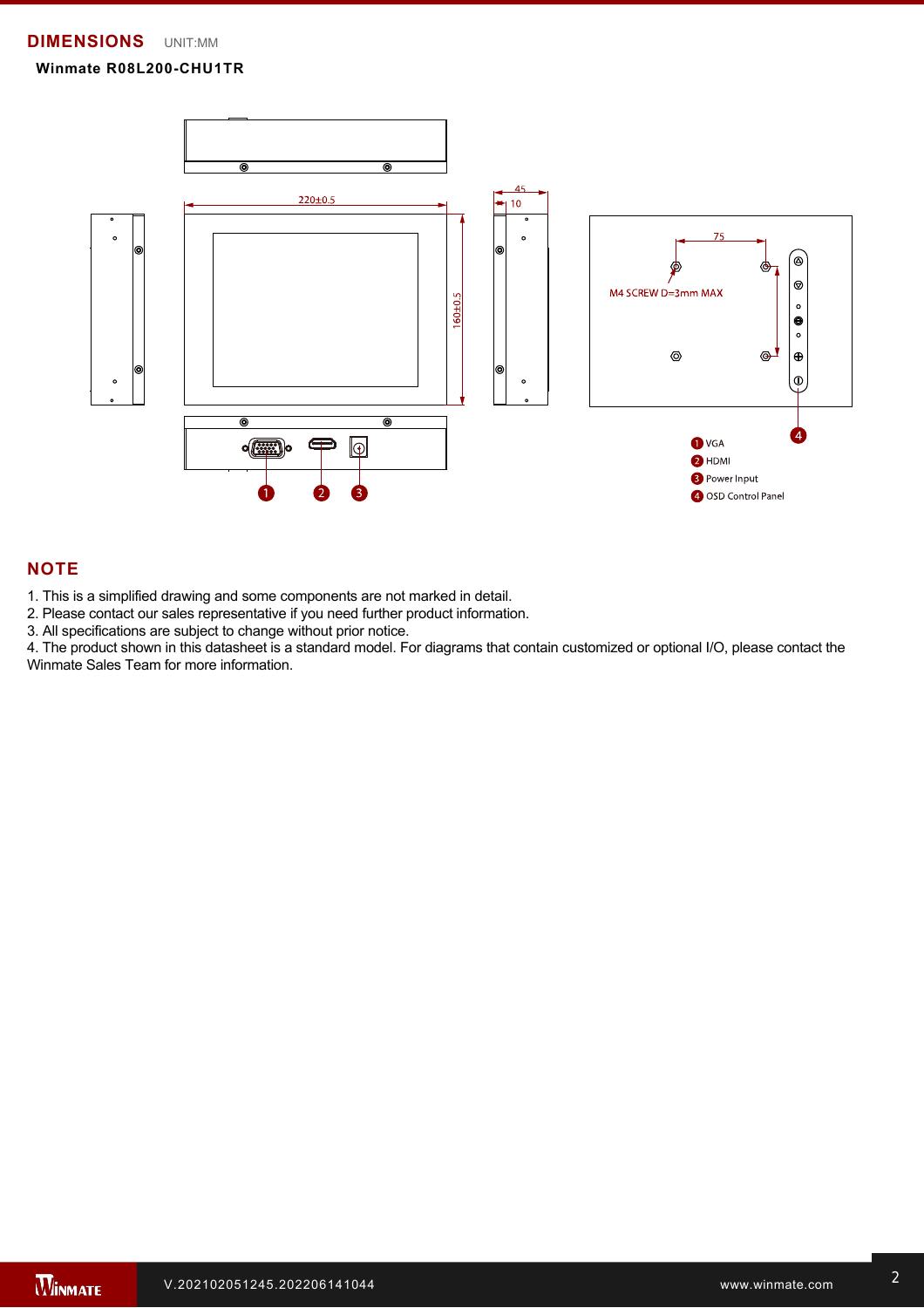## DIMENSIONS UNIT:MM

**Winmate R08L200-CHU1TR**

220±0.5

160±0.5

45

10

75

M4 SCREW D=3mm MAX

1 VGA
2 HDMI
3 Power Input
4 OSD Control Panel

## NOTE

1. This is a simplified drawing and some components are not marked in detail.
2. Please contact our sales representative if you need further product information.
3. All specifications are subject to change without prior notice.
4. The product shown in this datasheet is a standard model. For diagrams that contain customized or optional I/O, please contact the Winmate Sales Team for more information.